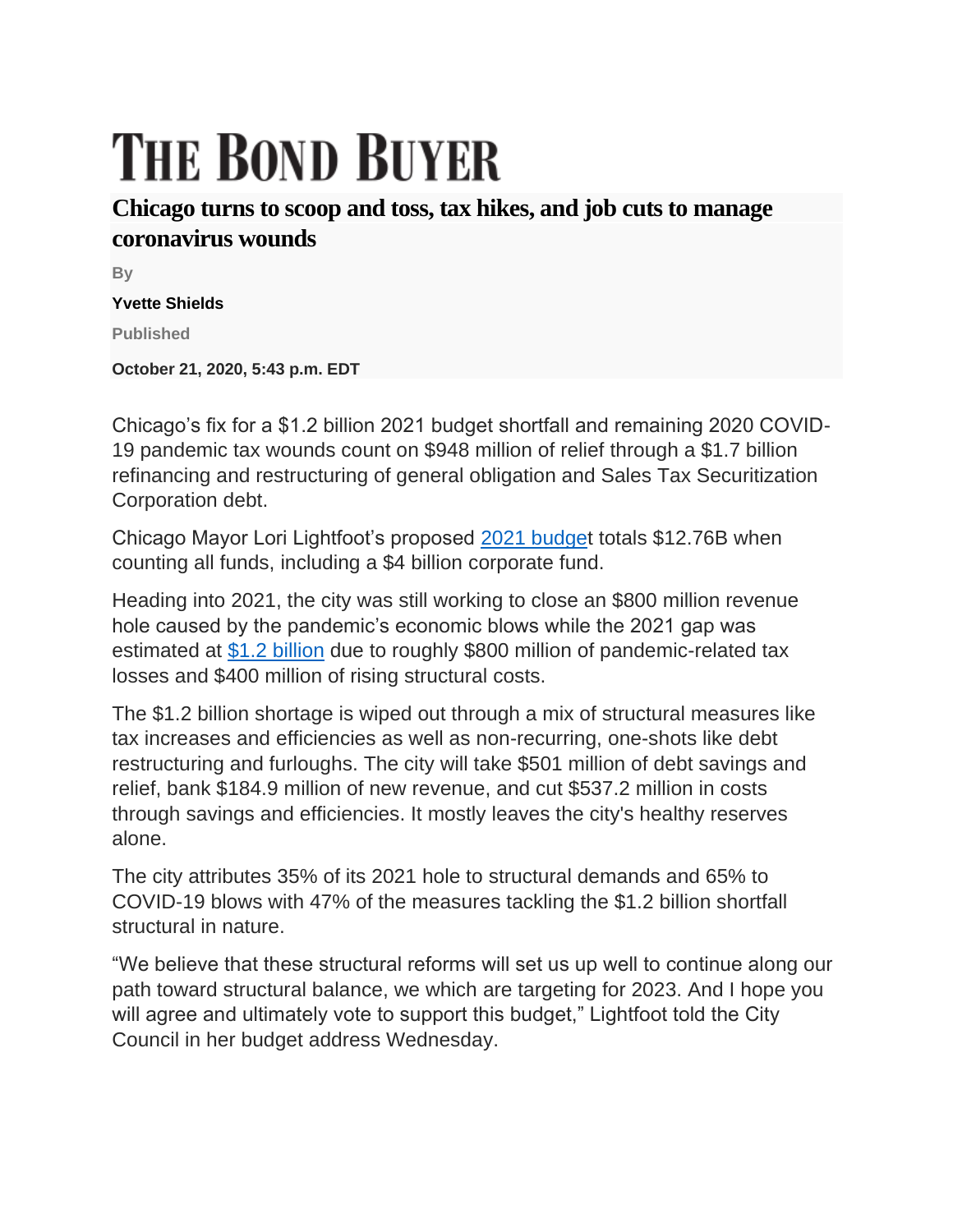# THE BOND BUYER

## Chicago turns to scoop and toss, tax hikes, and job cuts to manage coronavirus wounds

By

**Yvette Shields**

Published

**October 21, 2020, 5:43 p.m. EDT**

Chicago's fix for a $1.2 billion 2021 budget shortfall and remaining 2020 COVID-19 pandemic tax wounds count on $948 million of relief through a $1.7 billion refinancing and restructuring of general obligation and Sales Tax Securitization Corporation debt.

Chicago Mayor Lori Lightfoot's proposed 2021 budget totals $12.76B when counting all funds, including a $4 billion corporate fund.

Heading into 2021, the city was still working to close an $800 million revenue hole caused by the pandemic's economic blows while the 2021 gap was estimated at $1.2 billion due to roughly $800 million of pandemic-related tax losses and $400 million of rising structural costs.

The $1.2 billion shortage is wiped out through a mix of structural measures like tax increases and efficiencies as well as non-recurring, one-shots like debt restructuring and furloughs. The city will take $501 million of debt savings and relief, bank $184.9 million of new revenue, and cut $537.2 million in costs through savings and efficiencies. It mostly leaves the city's healthy reserves alone.

The city attributes 35% of its 2021 hole to structural demands and 65% to COVID-19 blows with 47% of the measures tackling the $1.2 billion shortfall structural in nature.

"We believe that these structural reforms will set us up well to continue along our path toward structural balance, we which are targeting for 2023. And I hope you will agree and ultimately vote to support this budget," Lightfoot told the City Council in her budget address Wednesday.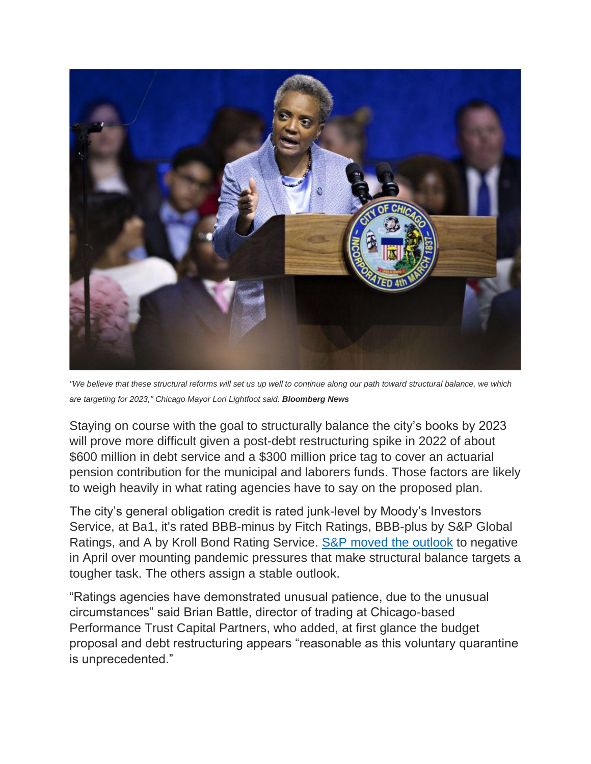*"We believe that these structural reforms will set us up well to continue along our path toward structural balance, we which are targeting for 2023," Chicago Mayor Lori Lightfoot said.* ***Bloomberg News***

Staying on course with the goal to structurally balance the city's books by 2023 will prove more difficult given a post-debt restructuring spike in 2022 of about $600 million in debt service and a $300 million price tag to cover an actuarial pension contribution for the municipal and laborers funds. Those factors are likely to weigh heavily in what rating agencies have to say on the proposed plan.

The city's general obligation credit is rated junk-level by Moody's Investors Service, at Ba1, it's rated BBB-minus by Fitch Ratings, BBB-plus by S&P Global Ratings, and A by Kroll Bond Rating Service. S&P moved the outlook to negative in April over mounting pandemic pressures that make structural balance targets a tougher task. The others assign a stable outlook.

"Ratings agencies have demonstrated unusual patience, due to the unusual circumstances" said Brian Battle, director of trading at Chicago-based Performance Trust Capital Partners, who added, at first glance the budget proposal and debt restructuring appears "reasonable as this voluntary quarantine is unprecedented."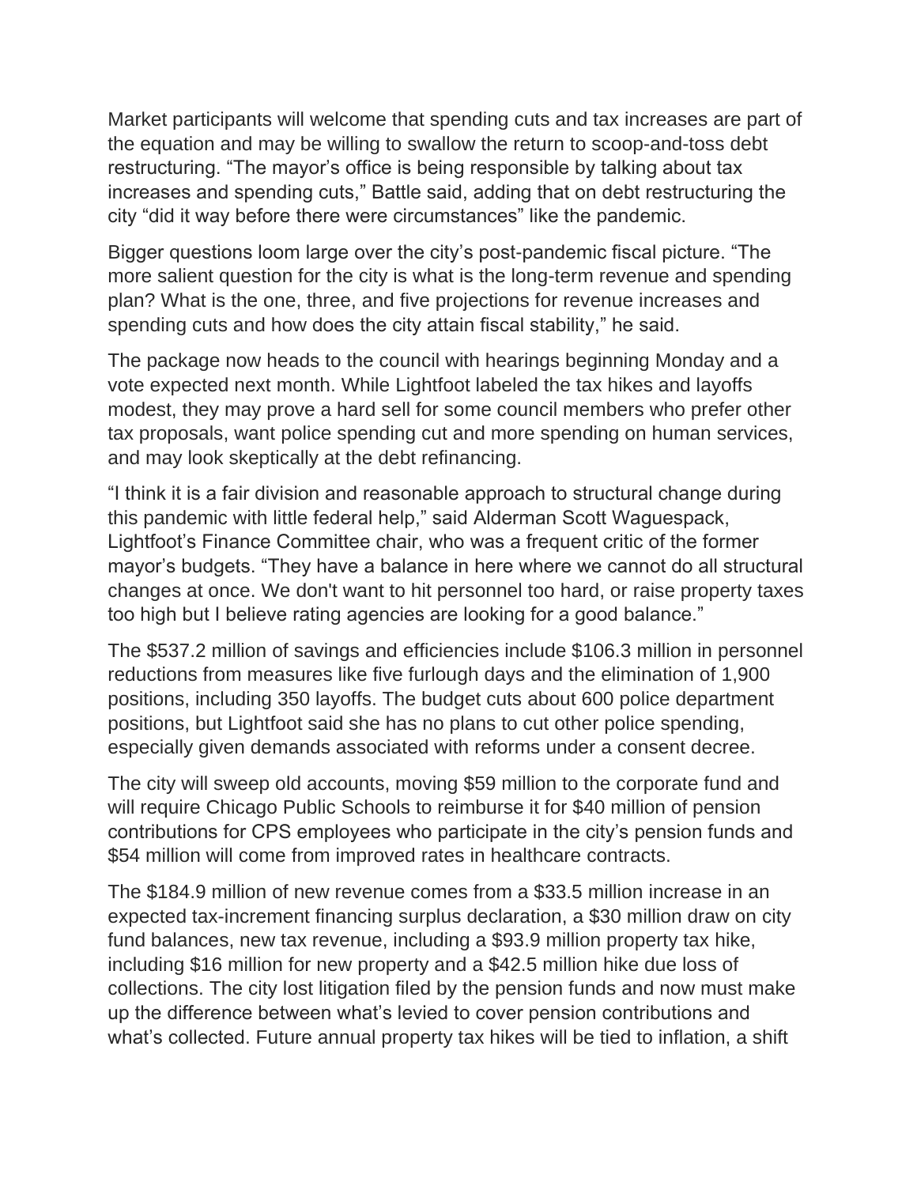Market participants will welcome that spending cuts and tax increases are part of the equation and may be willing to swallow the return to scoop-and-toss debt restructuring. “The mayor’s office is being responsible by talking about tax increases and spending cuts,” Battle said, adding that on debt restructuring the city “did it way before there were circumstances” like the pandemic.

Bigger questions loom large over the city’s post-pandemic fiscal picture. “The more salient question for the city is what is the long-term revenue and spending plan? What is the one, three, and five projections for revenue increases and spending cuts and how does the city attain fiscal stability,” he said.

The package now heads to the council with hearings beginning Monday and a vote expected next month. While Lightfoot labeled the tax hikes and layoffs modest, they may prove a hard sell for some council members who prefer other tax proposals, want police spending cut and more spending on human services, and may look skeptically at the debt refinancing.

“I think it is a fair division and reasonable approach to structural change during this pandemic with little federal help,” said Alderman Scott Waguespack, Lightfoot’s Finance Committee chair, who was a frequent critic of the former mayor’s budgets. “They have a balance in here where we cannot do all structural changes at once. We don't want to hit personnel too hard, or raise property taxes too high but I believe rating agencies are looking for a good balance.”

The $537.2 million of savings and efficiencies include $106.3 million in personnel reductions from measures like five furlough days and the elimination of 1,900 positions, including 350 layoffs. The budget cuts about 600 police department positions, but Lightfoot said she has no plans to cut other police spending, especially given demands associated with reforms under a consent decree.

The city will sweep old accounts, moving $59 million to the corporate fund and will require Chicago Public Schools to reimburse it for $40 million of pension contributions for CPS employees who participate in the city’s pension funds and $54 million will come from improved rates in healthcare contracts.

The $184.9 million of new revenue comes from a $33.5 million increase in an expected tax-increment financing surplus declaration, a $30 million draw on city fund balances, new tax revenue, including a $93.9 million property tax hike, including $16 million for new property and a $42.5 million hike due loss of collections. The city lost litigation filed by the pension funds and now must make up the difference between what’s levied to cover pension contributions and what’s collected. Future annual property tax hikes will be tied to inflation, a shift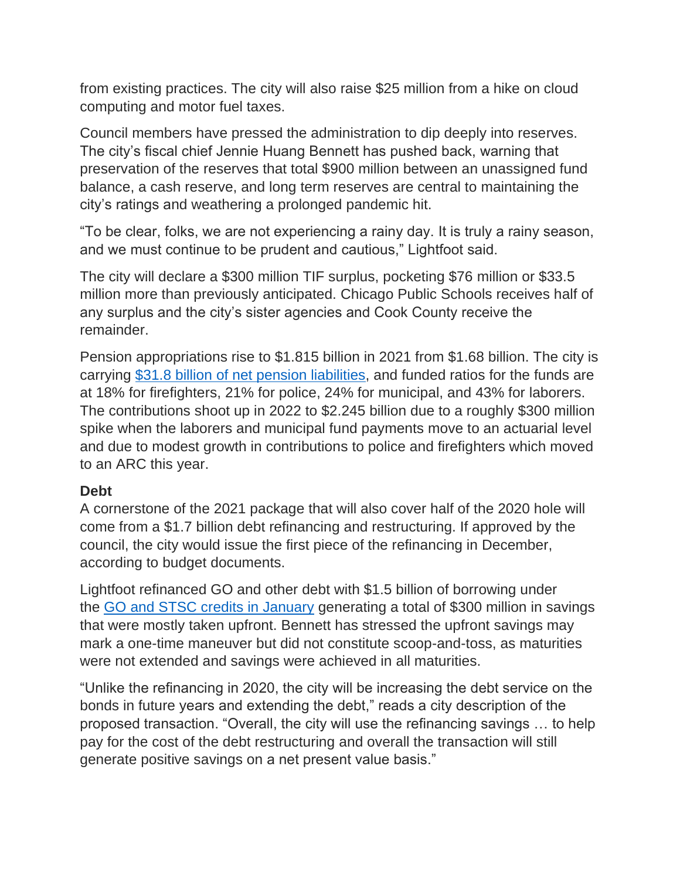from existing practices. The city will also raise $25 million from a hike on cloud computing and motor fuel taxes.

Council members have pressed the administration to dip deeply into reserves. The city's fiscal chief Jennie Huang Bennett has pushed back, warning that preservation of the reserves that total $900 million between an unassigned fund balance, a cash reserve, and long term reserves are central to maintaining the city's ratings and weathering a prolonged pandemic hit.

"To be clear, folks, we are not experiencing a rainy day. It is truly a rainy season, and we must continue to be prudent and cautious," Lightfoot said.

The city will declare a $300 million TIF surplus, pocketing $76 million or $33.5 million more than previously anticipated. Chicago Public Schools receives half of any surplus and the city's sister agencies and Cook County receive the remainder.

Pension appropriations rise to $1.815 billion in 2021 from $1.68 billion. The city is carrying $31.8 billion of net pension liabilities, and funded ratios for the funds are at 18% for firefighters, 21% for police, 24% for municipal, and 43% for laborers. The contributions shoot up in 2022 to $2.245 billion due to a roughly $300 million spike when the laborers and municipal fund payments move to an actuarial level and due to modest growth in contributions to police and firefighters which moved to an ARC this year.

**Debt**

A cornerstone of the 2021 package that will also cover half of the 2020 hole will come from a $1.7 billion debt refinancing and restructuring. If approved by the council, the city would issue the first piece of the refinancing in December, according to budget documents.

Lightfoot refinanced GO and other debt with $1.5 billion of borrowing under the GO and STSC credits in January generating a total of $300 million in savings that were mostly taken upfront. Bennett has stressed the upfront savings may mark a one-time maneuver but did not constitute scoop-and-toss, as maturities were not extended and savings were achieved in all maturities.

"Unlike the refinancing in 2020, the city will be increasing the debt service on the bonds in future years and extending the debt," reads a city description of the proposed transaction. "Overall, the city will use the refinancing savings … to help pay for the cost of the debt restructuring and overall the transaction will still generate positive savings on a net present value basis."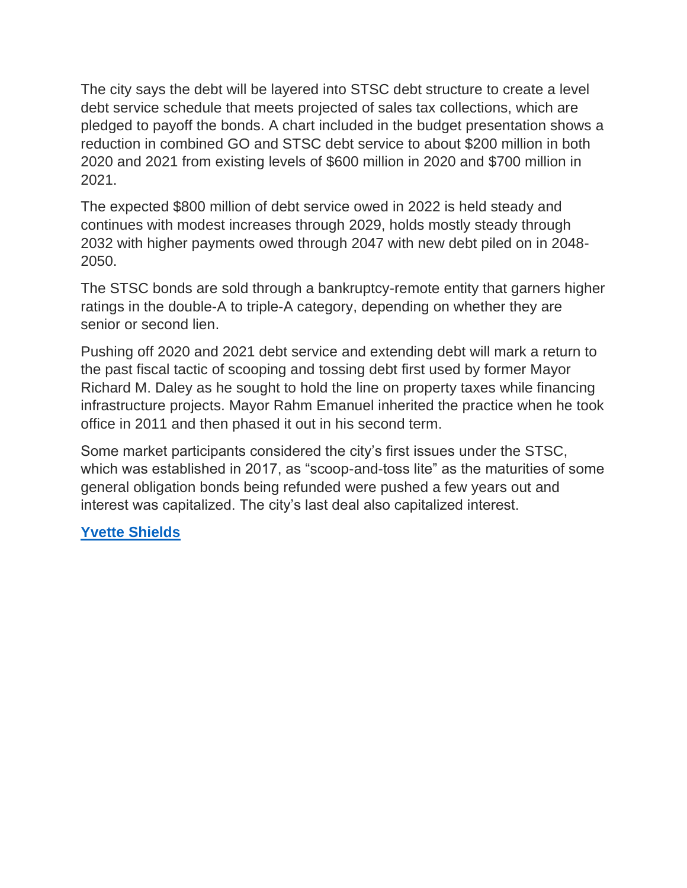The city says the debt will be layered into STSC debt structure to create a level debt service schedule that meets projected of sales tax collections, which are pledged to payoff the bonds. A chart included in the budget presentation shows a reduction in combined GO and STSC debt service to about $200 million in both 2020 and 2021 from existing levels of $600 million in 2020 and $700 million in 2021.

The expected $800 million of debt service owed in 2022 is held steady and continues with modest increases through 2029, holds mostly steady through 2032 with higher payments owed through 2047 with new debt piled on in 2048-2050.

The STSC bonds are sold through a bankruptcy-remote entity that garners higher ratings in the double-A to triple-A category, depending on whether they are senior or second lien.

Pushing off 2020 and 2021 debt service and extending debt will mark a return to the past fiscal tactic of scooping and tossing debt first used by former Mayor Richard M. Daley as he sought to hold the line on property taxes while financing infrastructure projects. Mayor Rahm Emanuel inherited the practice when he took office in 2011 and then phased it out in his second term.

Some market participants considered the city's first issues under the STSC, which was established in 2017, as "scoop-and-toss lite" as the maturities of some general obligation bonds being refunded were pushed a few years out and interest was capitalized. The city's last deal also capitalized interest.

**Yvette Shields**